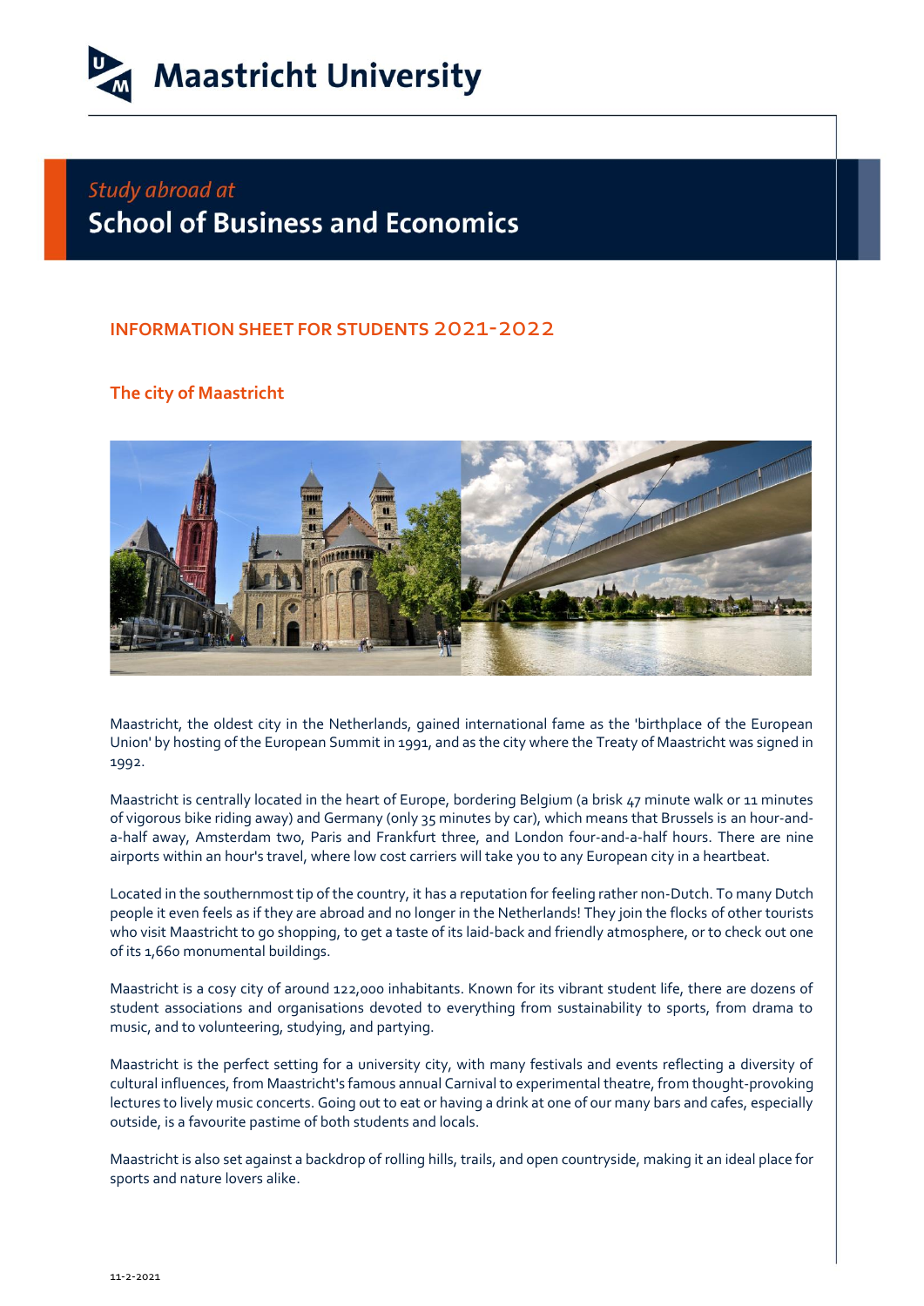# Maastricht University

*Study abroad at*

## School of Business and Economics

### INFORMATION SHEET FOR STUDENTS 2021-2022

### The city of Maastricht

Maastricht, the oldest city in the Netherlands, gained international fame as the 'birthplace of the European Union' by hosting of the European Summit in 1991, and as the city where the Treaty of Maastricht was signed in 1992.

Maastricht is centrally located in the heart of Europe, bordering Belgium (a brisk 47 minute walk or 11 minutes of vigorous bike riding away) and Germany (only 35 minutes by car), which means that Brussels is an hour-and-a-half away, Amsterdam two, Paris and Frankfurt three, and London four-and-a-half hours. There are nine airports within an hour's travel, where low cost carriers will take you to any European city in a heartbeat.

Located in the southernmost tip of the country, it has a reputation for feeling rather non-Dutch. To many Dutch people it even feels as if they are abroad and no longer in the Netherlands! They join the flocks of other tourists who visit Maastricht to go shopping, to get a taste of its laid-back and friendly atmosphere, or to check out one of its 1,660 monumental buildings.

Maastricht is a cosy city of around 122,000 inhabitants. Known for its vibrant student life, there are dozens of student associations and organisations devoted to everything from sustainability to sports, from drama to music, and to volunteering, studying, and partying.

Maastricht is the perfect setting for a university city, with many festivals and events reflecting a diversity of cultural influences, from Maastricht's famous annual Carnival to experimental theatre, from thought-provoking lectures to lively music concerts. Going out to eat or having a drink at one of our many bars and cafes, especially outside, is a favourite pastime of both students and locals.

Maastricht is also set against a backdrop of rolling hills, trails, and open countryside, making it an ideal place for sports and nature lovers alike.

11-2-2021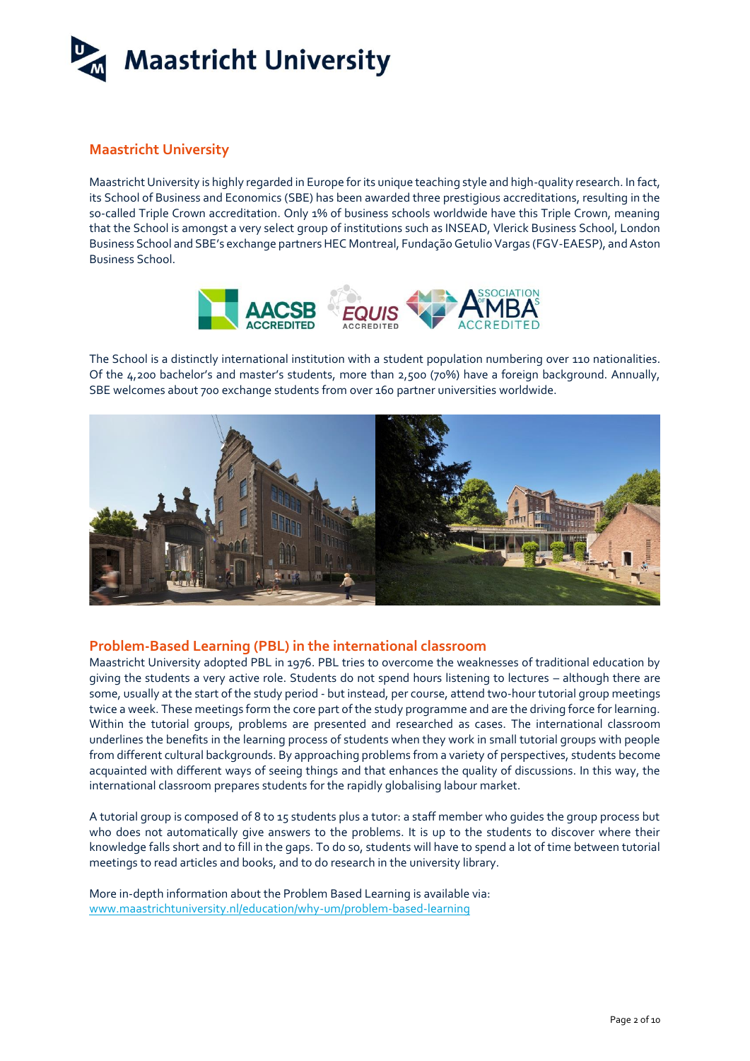## Maastricht University

Maastricht University is highly regarded in Europe for its unique teaching style and high-quality research. In fact, its School of Business and Economics (SBE) has been awarded three prestigious accreditations, resulting in the so-called Triple Crown accreditation. Only 1% of business schools worldwide have this Triple Crown, meaning that the School is amongst a very select group of institutions such as INSEAD, Vlerick Business School, London Business School and SBE's exchange partners HEC Montreal, Fundação Getulio Vargas (FGV-EAESP), and Aston Business School.

The School is a distinctly international institution with a student population numbering over 110 nationalities. Of the 4,200 bachelor's and master's students, more than 2,500 (70%) have a foreign background. Annually, SBE welcomes about 700 exchange students from over 160 partner universities worldwide.

## Problem-Based Learning (PBL) in the international classroom

Maastricht University adopted PBL in 1976. PBL tries to overcome the weaknesses of traditional education by giving the students a very active role. Students do not spend hours listening to lectures – although there are some, usually at the start of the study period - but instead, per course, attend two-hour tutorial group meetings twice a week. These meetings form the core part of the study programme and are the driving force for learning. Within the tutorial groups, problems are presented and researched as cases. The international classroom underlines the benefits in the learning process of students when they work in small tutorial groups with people from different cultural backgrounds. By approaching problems from a variety of perspectives, students become acquainted with different ways of seeing things and that enhances the quality of discussions. In this way, the international classroom prepares students for the rapidly globalising labour market.

A tutorial group is composed of 8 to 15 students plus a tutor: a staff member who guides the group process but who does not automatically give answers to the problems. It is up to the students to discover where their knowledge falls short and to fill in the gaps. To do so, students will have to spend a lot of time between tutorial meetings to read articles and books, and to do research in the university library.

More in-depth information about the Problem Based Learning is available via:
www.maastrichtuniversity.nl/education/why-um/problem-based-learning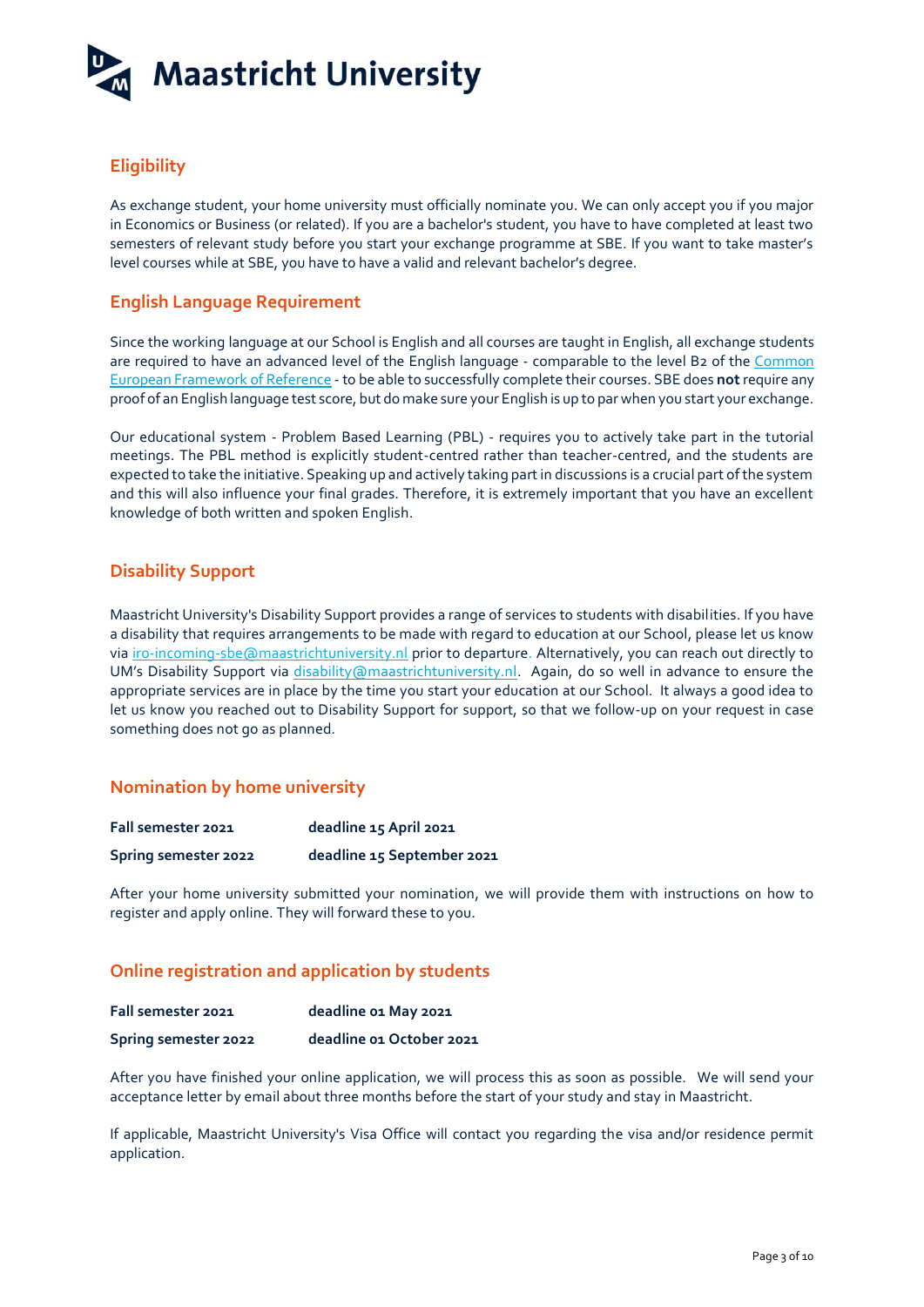## Eligibility

As exchange student, your home university must officially nominate you. We can only accept you if you major in Economics or Business (or related). If you are a bachelor's student, you have to have completed at least two semesters of relevant study before you start your exchange programme at SBE. If you want to take master's level courses while at SBE, you have to have a valid and relevant bachelor's degree.

## English Language Requirement

Since the working language at our School is English and all courses are taught in English, all exchange students are required to have an advanced level of the English language - comparable to the level B2 of the Common European Framework of Reference - to be able to successfully complete their courses. SBE does **not** require any proof of an English language test score, but do make sure your English is up to par when you start your exchange.

Our educational system - Problem Based Learning (PBL) - requires you to actively take part in the tutorial meetings. The PBL method is explicitly student-centred rather than teacher-centred, and the students are expected to take the initiative. Speaking up and actively taking part in discussions is a crucial part of the system and this will also influence your final grades. Therefore, it is extremely important that you have an excellent knowledge of both written and spoken English.

## Disability Support

Maastricht University's Disability Support provides a range of services to students with disabilities. If you have a disability that requires arrangements to be made with regard to education at our School, please let us know via iro-incoming-sbe@maastrichtuniversity.nl prior to departure. Alternatively, you can reach out directly to UM's Disability Support via disability@maastrichtuniversity.nl. Again, do so well in advance to ensure the appropriate services are in place by the time you start your education at our School. It always a good idea to let us know you reached out to Disability Support for support, so that we follow-up on your request in case something does not go as planned.

## Nomination by home university

| | |
|---|---|
| **Fall semester 2021** | **deadline 15 April 2021** |
| **Spring semester 2022** | **deadline 15 September 2021** |

After your home university submitted your nomination, we will provide them with instructions on how to register and apply online. They will forward these to you.

## Online registration and application by students

| | |
|---|---|
| **Fall semester 2021** | **deadline 01 May 2021** |
| **Spring semester 2022** | **deadline 01 October 2021** |

After you have finished your online application, we will process this as soon as possible. We will send your acceptance letter by email about three months before the start of your study and stay in Maastricht.

If applicable, Maastricht University's Visa Office will contact you regarding the visa and/or residence permit application.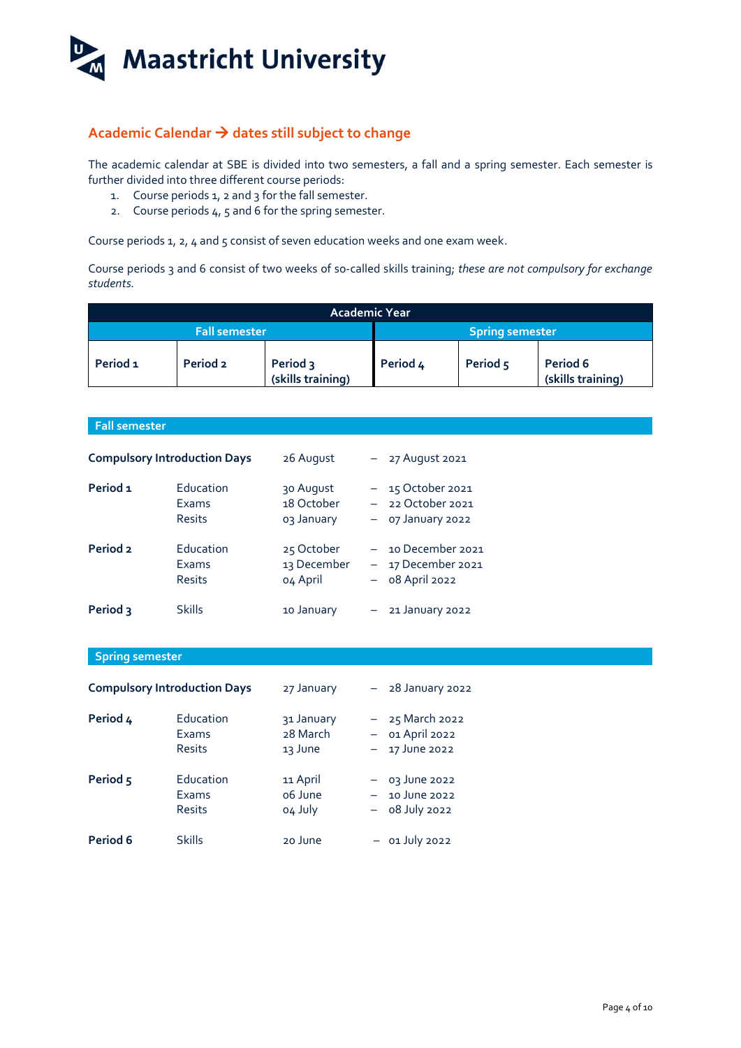## Academic Calendar → dates still subject to change

The academic calendar at SBE is divided into two semesters, a fall and a spring semester. Each semester is further divided into three different course periods:

1. Course periods 1, 2 and 3 for the fall semester.
2. Course periods 4, 5 and 6 for the spring semester.

Course periods 1, 2, 4 and 5 consist of seven education weeks and one exam week.

Course periods 3 and 6 consist of two weeks of so-called skills training; *these are not compulsory for exchange students.*

| Academic Year | | | | | |
|---|---|---|---|---|---|
| Fall semester | | | Spring semester | | |
| **Period 1** | **Period 2** | **Period 3 (skills training)** | **Period 4** | **Period 5** | **Period 6 (skills training)** |

### Fall semester

| | | | |
|---|---|---|---|
| **Compulsory Introduction Days** | | 26 August | – 27 August 2021 |
| **Period 1** | Education | 30 August | – 15 October 2021 |
| | Exams | 18 October | – 22 October 2021 |
| | Resits | 03 January | – 07 January 2022 |
| **Period 2** | Education | 25 October | – 10 December 2021 |
| | Exams | 13 December | – 17 December 2021 |
| | Resits | 04 April | – 08 April 2022 |
| **Period 3** | Skills | 10 January | – 21 January 2022 |

### Spring semester

| | | | |
|---|---|---|---|
| **Compulsory Introduction Days** | | 27 January | – 28 January 2022 |
| **Period 4** | Education | 31 January | – 25 March 2022 |
| | Exams | 28 March | – 01 April 2022 |
| | Resits | 13 June | – 17 June 2022 |
| **Period 5** | Education | 11 April | – 03 June 2022 |
| | Exams | 06 June | – 10 June 2022 |
| | Resits | 04 July | – 08 July 2022 |
| **Period 6** | Skills | 20 June | – 01 July 2022 |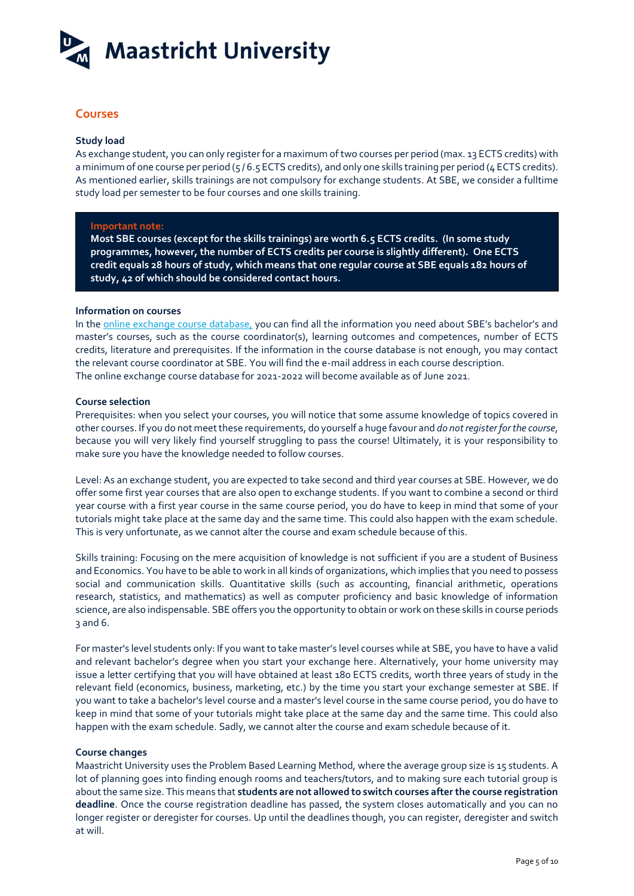## Courses

### Study load

As exchange student, you can only register for a maximum of two courses per period (max. 13 ECTS credits) with a minimum of one course per period (5 / 6.5 ECTS credits), and only one skills training per period (4 ECTS credits). As mentioned earlier, skills trainings are not compulsory for exchange students. At SBE, we consider a fulltime study load per semester to be four courses and one skills training.

> Important note:
> **Most SBE courses (except for the skills trainings) are worth 6.5 ECTS credits. (In some study programmes, however, the number of ECTS credits per course is slightly different). One ECTS credit equals 28 hours of study, which means that one regular course at SBE equals 182 hours of study, 42 of which should be considered contact hours.**

### Information on courses

In the online exchange course database, you can find all the information you need about SBE's bachelor's and master's courses, such as the course coordinator(s), learning outcomes and competences, number of ECTS credits, literature and prerequisites. If the information in the course database is not enough, you may contact the relevant course coordinator at SBE. You will find the e-mail address in each course description.
The online exchange course database for 2021-2022 will become available as of June 2021.

### Course selection

Prerequisites: when you select your courses, you will notice that some assume knowledge of topics covered in other courses. If you do not meet these requirements, do yourself a huge favour and *do not register for the course*, because you will very likely find yourself struggling to pass the course! Ultimately, it is your responsibility to make sure you have the knowledge needed to follow courses.

Level: As an exchange student, you are expected to take second and third year courses at SBE. However, we do offer some first year courses that are also open to exchange students. If you want to combine a second or third year course with a first year course in the same course period, you do have to keep in mind that some of your tutorials might take place at the same day and the same time. This could also happen with the exam schedule. This is very unfortunate, as we cannot alter the course and exam schedule because of this.

Skills training: Focusing on the mere acquisition of knowledge is not sufficient if you are a student of Business and Economics. You have to be able to work in all kinds of organizations, which implies that you need to possess social and communication skills. Quantitative skills (such as accounting, financial arithmetic, operations research, statistics, and mathematics) as well as computer proficiency and basic knowledge of information science, are also indispensable. SBE offers you the opportunity to obtain or work on these skills in course periods 3 and 6.

For master's level students only: If you want to take master's level courses while at SBE, you have to have a valid and relevant bachelor's degree when you start your exchange here. Alternatively, your home university may issue a letter certifying that you will have obtained at least 180 ECTS credits, worth three years of study in the relevant field (economics, business, marketing, etc.) by the time you start your exchange semester at SBE. If you want to take a bachelor's level course and a master's level course in the same course period, you do have to keep in mind that some of your tutorials might take place at the same day and the same time. This could also happen with the exam schedule. Sadly, we cannot alter the course and exam schedule because of it.

### Course changes

Maastricht University uses the Problem Based Learning Method, where the average group size is 15 students. A lot of planning goes into finding enough rooms and teachers/tutors, and to making sure each tutorial group is about the same size. This means that **students are not allowed to switch courses after the course registration deadline**. Once the course registration deadline has passed, the system closes automatically and you can no longer register or deregister for courses. Up until the deadlines though, you can register, deregister and switch at will.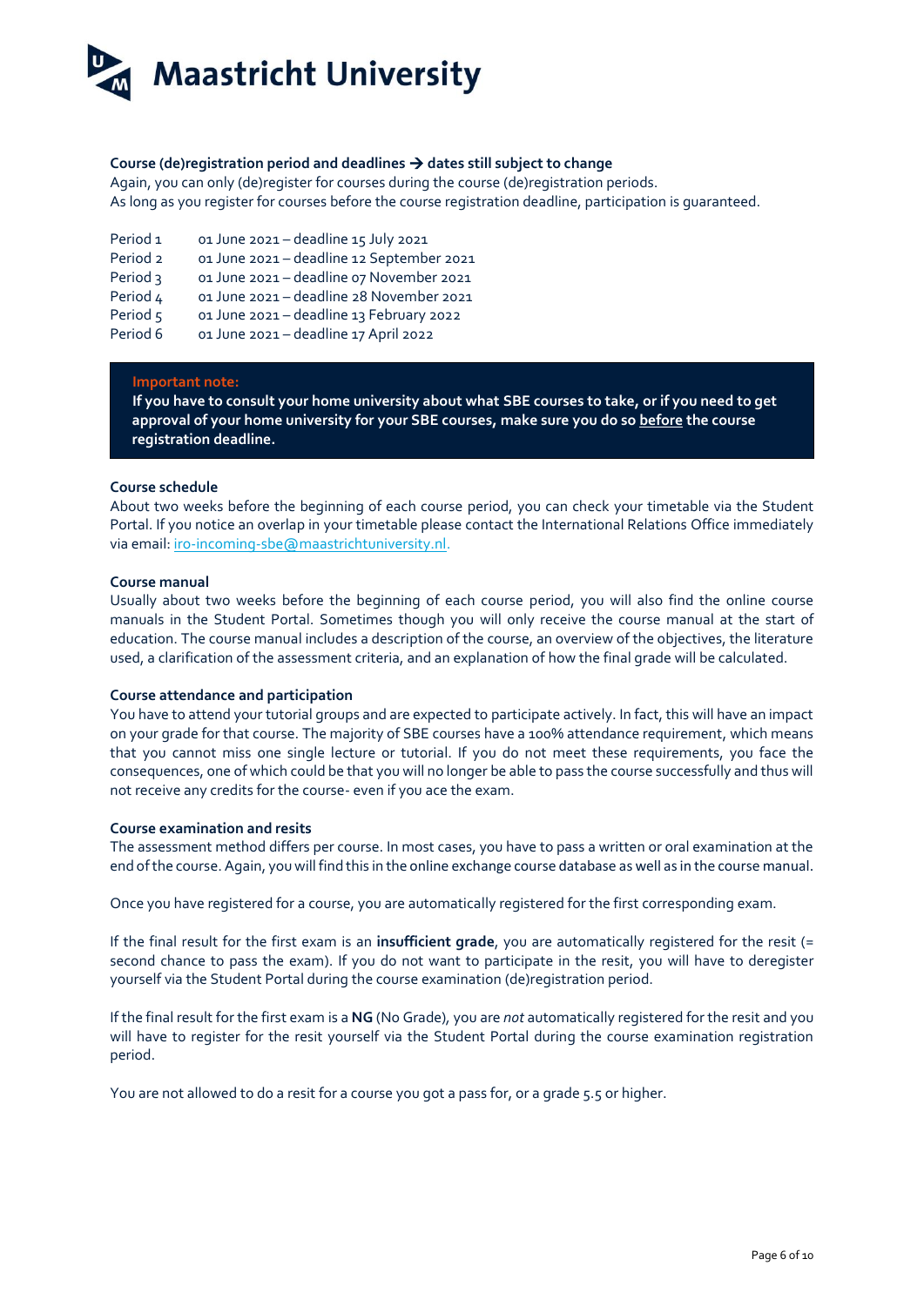**Course (de)registration period and deadlines → dates still subject to change**

Again, you can only (de)register for courses during the course (de)registration periods.
As long as you register for courses before the course registration deadline, participation is guaranteed.

| | |
|---|---|
| Period 1 | 01 June 2021 – deadline 15 July 2021 |
| Period 2 | 01 June 2021 – deadline 12 September 2021 |
| Period 3 | 01 June 2021 – deadline 07 November 2021 |
| Period 4 | 01 June 2021 – deadline 28 November 2021 |
| Period 5 | 01 June 2021 – deadline 13 February 2022 |
| Period 6 | 01 June 2021 – deadline 17 April 2022 |

> **Important note:**
> **If you have to consult your home university about what SBE courses to take, or if you need to get approval of your home university for your SBE courses, make sure you do so <u>before</u> the course registration deadline.**

**Course schedule**

About two weeks before the beginning of each course period, you can check your timetable via the Student Portal. If you notice an overlap in your timetable please contact the International Relations Office immediately via email: iro-incoming-sbe@maastrichtuniversity.nl.

**Course manual**

Usually about two weeks before the beginning of each course period, you will also find the online course manuals in the Student Portal. Sometimes though you will only receive the course manual at the start of education. The course manual includes a description of the course, an overview of the objectives, the literature used, a clarification of the assessment criteria, and an explanation of how the final grade will be calculated.

**Course attendance and participation**

You have to attend your tutorial groups and are expected to participate actively. In fact, this will have an impact on your grade for that course. The majority of SBE courses have a 100% attendance requirement, which means that you cannot miss one single lecture or tutorial. If you do not meet these requirements, you face the consequences, one of which could be that you will no longer be able to pass the course successfully and thus will not receive any credits for the course- even if you ace the exam.

**Course examination and resits**

The assessment method differs per course. In most cases, you have to pass a written or oral examination at the end of the course. Again, you will find this in the online exchange course database as well as in the course manual.

Once you have registered for a course, you are automatically registered for the first corresponding exam.

If the final result for the first exam is an **insufficient grade**, you are automatically registered for the resit (= second chance to pass the exam). If you do not want to participate in the resit, you will have to deregister yourself via the Student Portal during the course examination (de)registration period.

If the final result for the first exam is a **NG** (No Grade), you are *not* automatically registered for the resit and you will have to register for the resit yourself via the Student Portal during the course examination registration period.

You are not allowed to do a resit for a course you got a pass for, or a grade 5.5 or higher.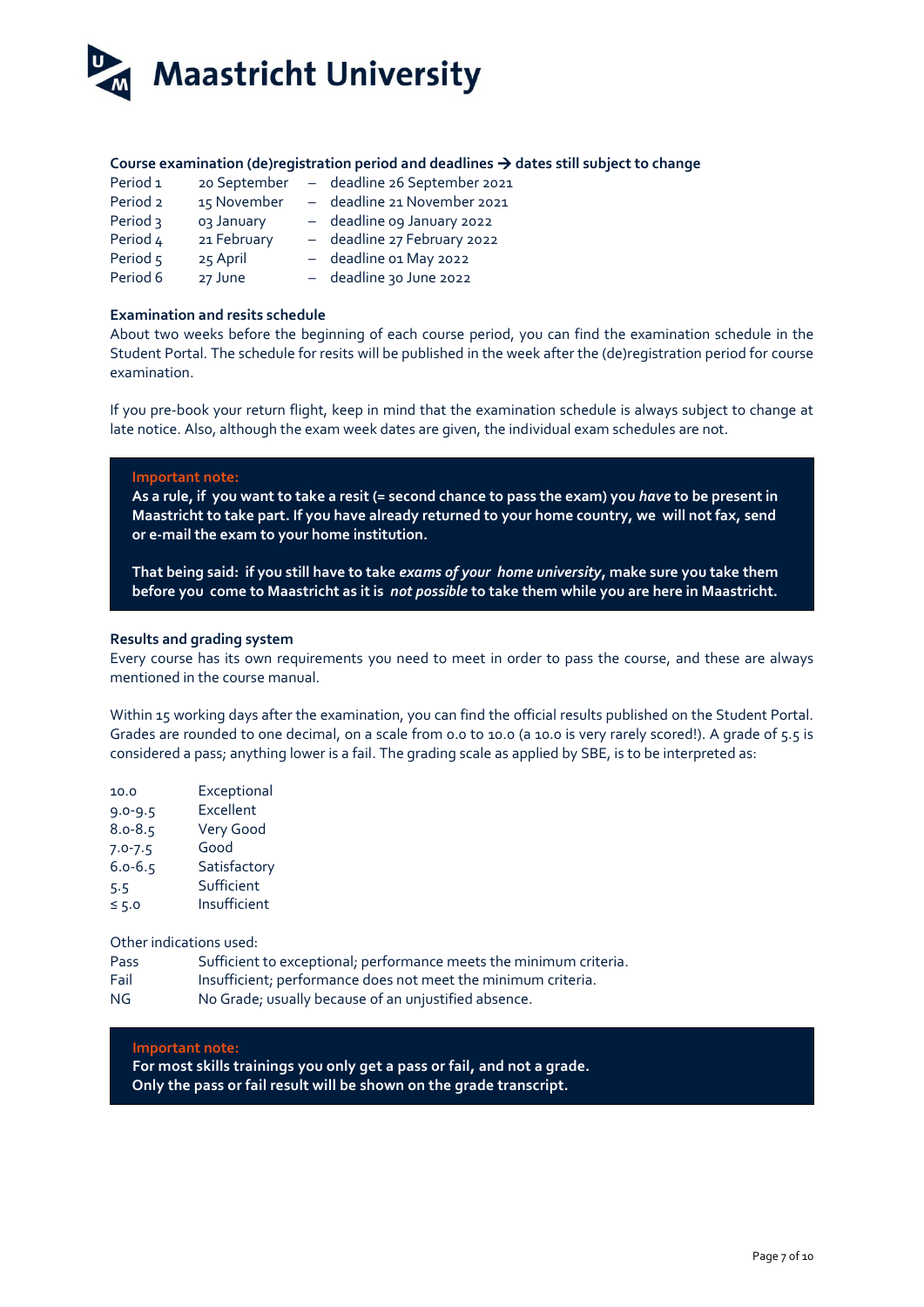**Course examination (de)registration period and deadlines → dates still subject to change**

| | | |
|---|---|---|
| Period 1 | 20 September | – deadline 26 September 2021 |
| Period 2 | 15 November | – deadline 21 November 2021 |
| Period 3 | 03 January | – deadline 09 January 2022 |
| Period 4 | 21 February | – deadline 27 February 2022 |
| Period 5 | 25 April | – deadline 01 May 2022 |
| Period 6 | 27 June | – deadline 30 June 2022 |

**Examination and resits schedule**

About two weeks before the beginning of each course period, you can find the examination schedule in the Student Portal. The schedule for resits will be published in the week after the (de)registration period for course examination.

If you pre-book your return flight, keep in mind that the examination schedule is always subject to change at late notice. Also, although the exam week dates are given, the individual exam schedules are not.

> **Important note:**
> **As a rule, if you want to take a resit (= second chance to pass the exam) you *have* to be present in Maastricht to take part. If you have already returned to your home country, we will not fax, send or e-mail the exam to your home institution.**
>
> **That being said: if you still have to take *exams of your home university*, make sure you take them before you come to Maastricht as it is *not possible* to take them while you are here in Maastricht.**

**Results and grading system**

Every course has its own requirements you need to meet in order to pass the course, and these are always mentioned in the course manual.

Within 15 working days after the examination, you can find the official results published on the Student Portal. Grades are rounded to one decimal, on a scale from 0.0 to 10.0 (a 10.0 is very rarely scored!). A grade of 5.5 is considered a pass; anything lower is a fail. The grading scale as applied by SBE, is to be interpreted as:

| | |
|---|---|
| 10.0 | Exceptional |
| 9.0-9.5 | Excellent |
| 8.0-8.5 | Very Good |
| 7.0-7.5 | Good |
| 6.0-6.5 | Satisfactory |
| 5.5 | Sufficient |
| ≤ 5.0 | Insufficient |

Other indications used:

| | |
|---|---|
| Pass | Sufficient to exceptional; performance meets the minimum criteria. |
| Fail | Insufficient; performance does not meet the minimum criteria. |
| NG | No Grade; usually because of an unjustified absence. |

> **Important note:**
> **For most skills trainings you only get a pass or fail, and not a grade.**
> **Only the pass or fail result will be shown on the grade transcript.**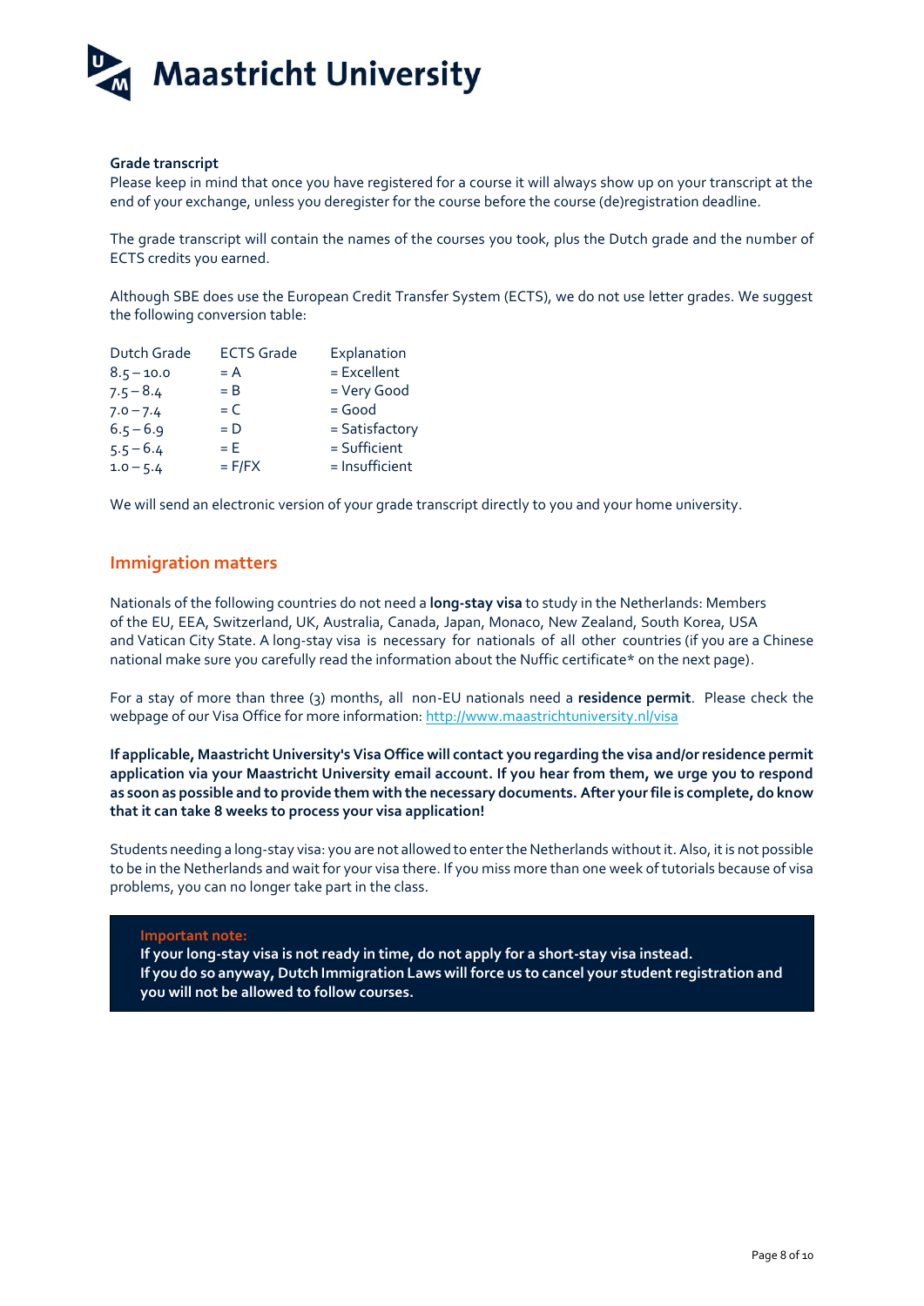**Grade transcript**

Please keep in mind that once you have registered for a course it will always show up on your transcript at the end of your exchange, unless you deregister for the course before the course (de)registration deadline.

The grade transcript will contain the names of the courses you took, plus the Dutch grade and the number of ECTS credits you earned.

Although SBE does use the European Credit Transfer System (ECTS), we do not use letter grades. We suggest the following conversion table:

| Dutch Grade | ECTS Grade | Explanation |
|---|---|---|
| 8.5 – 10.0 | = A | = Excellent |
| 7.5 – 8.4 | = B | = Very Good |
| 7.0 – 7.4 | = C | = Good |
| 6.5 – 6.9 | = D | = Satisfactory |
| 5.5 – 6.4 | = E | = Sufficient |
| 1.0 – 5.4 | = F/FX | = Insufficient |

We will send an electronic version of your grade transcript directly to you and your home university.

## Immigration matters

Nationals of the following countries do not need a **long-stay visa** to study in the Netherlands: Members of the EU, EEA, Switzerland, UK, Australia, Canada, Japan, Monaco, New Zealand, South Korea, USA and Vatican City State. A long-stay visa is necessary for nationals of all other countries (if you are a Chinese national make sure you carefully read the information about the Nuffic certificate* on the next page).

For a stay of more than three (3) months, all non-EU nationals need a **residence permit**. Please check the webpage of our Visa Office for more information: http://www.maastrichtuniversity.nl/visa

**If applicable, Maastricht University's Visa Office will contact you regarding the visa and/or residence permit application via your Maastricht University email account. If you hear from them, we urge you to respond as soon as possible and to provide them with the necessary documents. After your file is complete, do know that it can take 8 weeks to process your visa application!**

Students needing a long-stay visa: you are not allowed to enter the Netherlands without it. Also, it is not possible to be in the Netherlands and wait for your visa there. If you miss more than one week of tutorials because of visa problems, you can no longer take part in the class.

> **Important note:**
> **If your long-stay visa is not ready in time, do not apply for a short-stay visa instead.**
> **If you do so anyway, Dutch Immigration Laws will force us to cancel your student registration and you will not be allowed to follow courses.**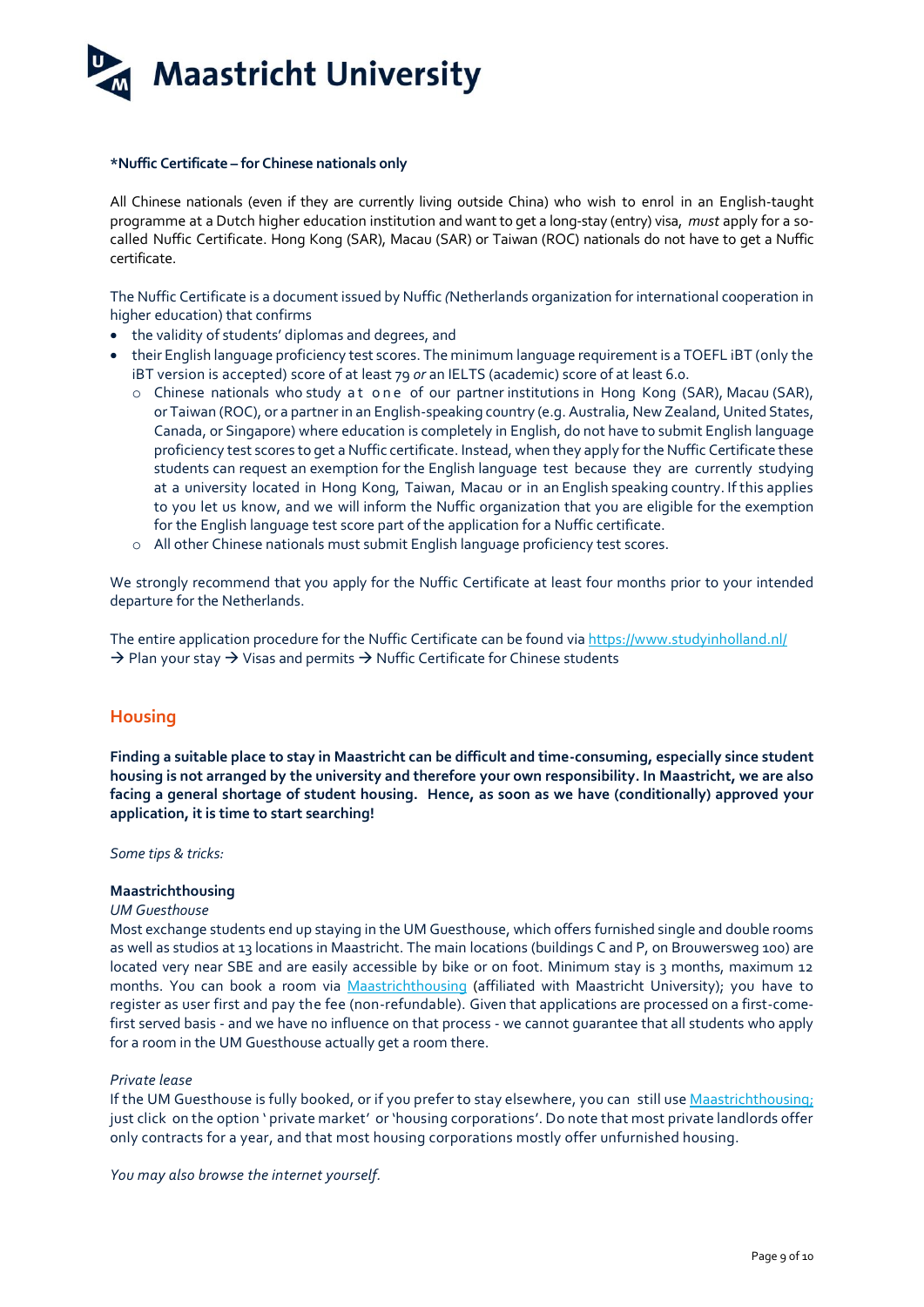**\*Nuffic Certificate – for Chinese nationals only**

All Chinese nationals (even if they are currently living outside China) who wish to enrol in an English-taught programme at a Dutch higher education institution and want to get a long-stay (entry) visa, *must* apply for a so-called Nuffic Certificate. Hong Kong (SAR), Macau (SAR) or Taiwan (ROC) nationals do not have to get a Nuffic certificate.

The Nuffic Certificate is a document issued by Nuffic (Netherlands organization for international cooperation in higher education) that confirms

- the validity of students' diplomas and degrees, and
- their English language proficiency test scores. The minimum language requirement is a TOEFL iBT (only the iBT version is accepted) score of at least 79 *or* an IELTS (academic) score of at least 6.0.
  - Chinese nationals who study at one of our partner institutions in Hong Kong (SAR), Macau (SAR), or Taiwan (ROC), or a partner in an English-speaking country (e.g. Australia, New Zealand, United States, Canada, or Singapore) where education is completely in English, do not have to submit English language proficiency test scores to get a Nuffic certificate. Instead, when they apply for the Nuffic Certificate these students can request an exemption for the English language test because they are currently studying at a university located in Hong Kong, Taiwan, Macau or in an English speaking country. If this applies to you let us know, and we will inform the Nuffic organization that you are eligible for the exemption for the English language test score part of the application for a Nuffic certificate.
  - All other Chinese nationals must submit English language proficiency test scores.

We strongly recommend that you apply for the Nuffic Certificate at least four months prior to your intended departure for the Netherlands.

The entire application procedure for the Nuffic Certificate can be found via https://www.studyinholland.nl/ → Plan your stay → Visas and permits → Nuffic Certificate for Chinese students

## Housing

**Finding a suitable place to stay in Maastricht can be difficult and time-consuming, especially since student housing is not arranged by the university and therefore your own responsibility. In Maastricht, we are also facing a general shortage of student housing. Hence, as soon as we have (conditionally) approved your application, it is time to start searching!**

*Some tips & tricks:*

**Maastrichthousing**

*UM Guesthouse*

Most exchange students end up staying in the UM Guesthouse, which offers furnished single and double rooms as well as studios at 13 locations in Maastricht. The main locations (buildings C and P, on Brouwersweg 100) are located very near SBE and are easily accessible by bike or on foot. Minimum stay is 3 months, maximum 12 months. You can book a room via Maastrichthousing (affiliated with Maastricht University); you have to register as user first and pay the fee (non-refundable). Given that applications are processed on a first-come-first served basis - and we have no influence on that process - we cannot guarantee that all students who apply for a room in the UM Guesthouse actually get a room there.

*Private lease*

If the UM Guesthouse is fully booked, or if you prefer to stay elsewhere, you can still use Maastrichthousing; just click on the option 'private market' or 'housing corporations'. Do note that most private landlords offer only contracts for a year, and that most housing corporations mostly offer unfurnished housing.

*You may also browse the internet yourself.*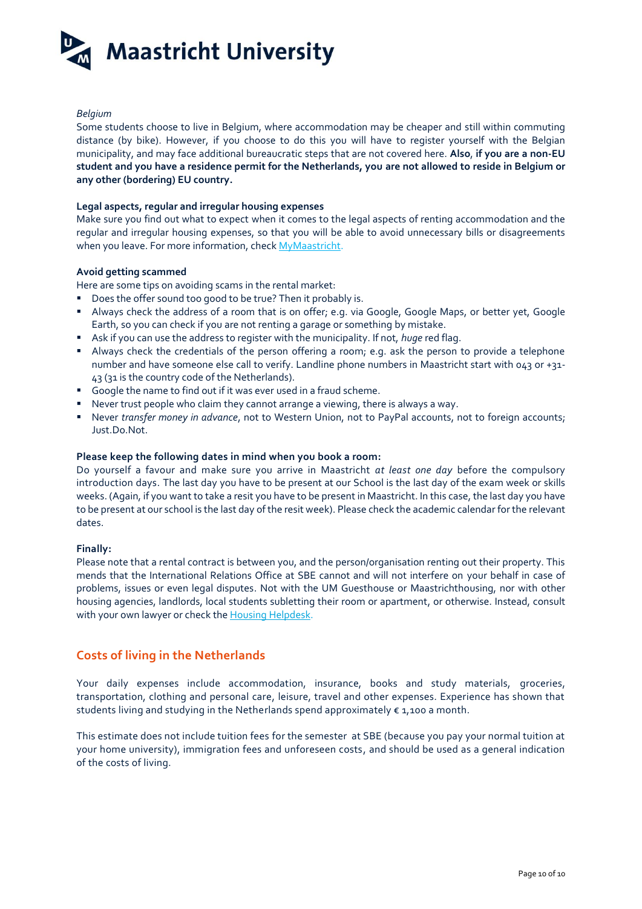*Belgium*

Some students choose to live in Belgium, where accommodation may be cheaper and still within commuting distance (by bike). However, if you choose to do this you will have to register yourself with the Belgian municipality, and may face additional bureaucratic steps that are not covered here. **Also, if you are a non-EU student and you have a residence permit for the Netherlands, you are not allowed to reside in Belgium or any other (bordering) EU country.**

**Legal aspects, regular and irregular housing expenses**

Make sure you find out what to expect when it comes to the legal aspects of renting accommodation and the regular and irregular housing expenses, so that you will be able to avoid unnecessary bills or disagreements when you leave. For more information, check MyMaastricht.

**Avoid getting scammed**

Here are some tips on avoiding scams in the rental market:

- Does the offer sound too good to be true? Then it probably is.
- Always check the address of a room that is on offer; e.g. via Google, Google Maps, or better yet, Google Earth, so you can check if you are not renting a garage or something by mistake.
- Ask if you can use the address to register with the municipality. If not, *huge* red flag.
- Always check the credentials of the person offering a room; e.g. ask the person to provide a telephone number and have someone else call to verify. Landline phone numbers in Maastricht start with 043 or +31-43 (31 is the country code of the Netherlands).
- Google the name to find out if it was ever used in a fraud scheme.
- Never trust people who claim they cannot arrange a viewing, there is always a way.
- Never *transfer money in advance*, not to Western Union, not to PayPal accounts, not to foreign accounts; Just.Do.Not.

**Please keep the following dates in mind when you book a room:**

Do yourself a favour and make sure you arrive in Maastricht *at least one day* before the compulsory introduction days. The last day you have to be present at our School is the last day of the exam week or skills weeks. (Again, if you want to take a resit you have to be present in Maastricht. In this case, the last day you have to be present at our school is the last day of the resit week). Please check the academic calendar for the relevant dates.

**Finally:**

Please note that a rental contract is between you, and the person/organisation renting out their property. This mends that the International Relations Office at SBE cannot and will not interfere on your behalf in case of problems, issues or even legal disputes. Not with the UM Guesthouse or Maastrichthousing, nor with other housing agencies, landlords, local students subletting their room or apartment, or otherwise. Instead, consult with your own lawyer or check the Housing Helpdesk.

## Costs of living in the Netherlands

Your daily expenses include accommodation, insurance, books and study materials, groceries, transportation, clothing and personal care, leisure, travel and other expenses. Experience has shown that students living and studying in the Netherlands spend approximately € 1,100 a month.

This estimate does not include tuition fees for the semester at SBE (because you pay your normal tuition at your home university), immigration fees and unforeseen costs, and should be used as a general indication of the costs of living.